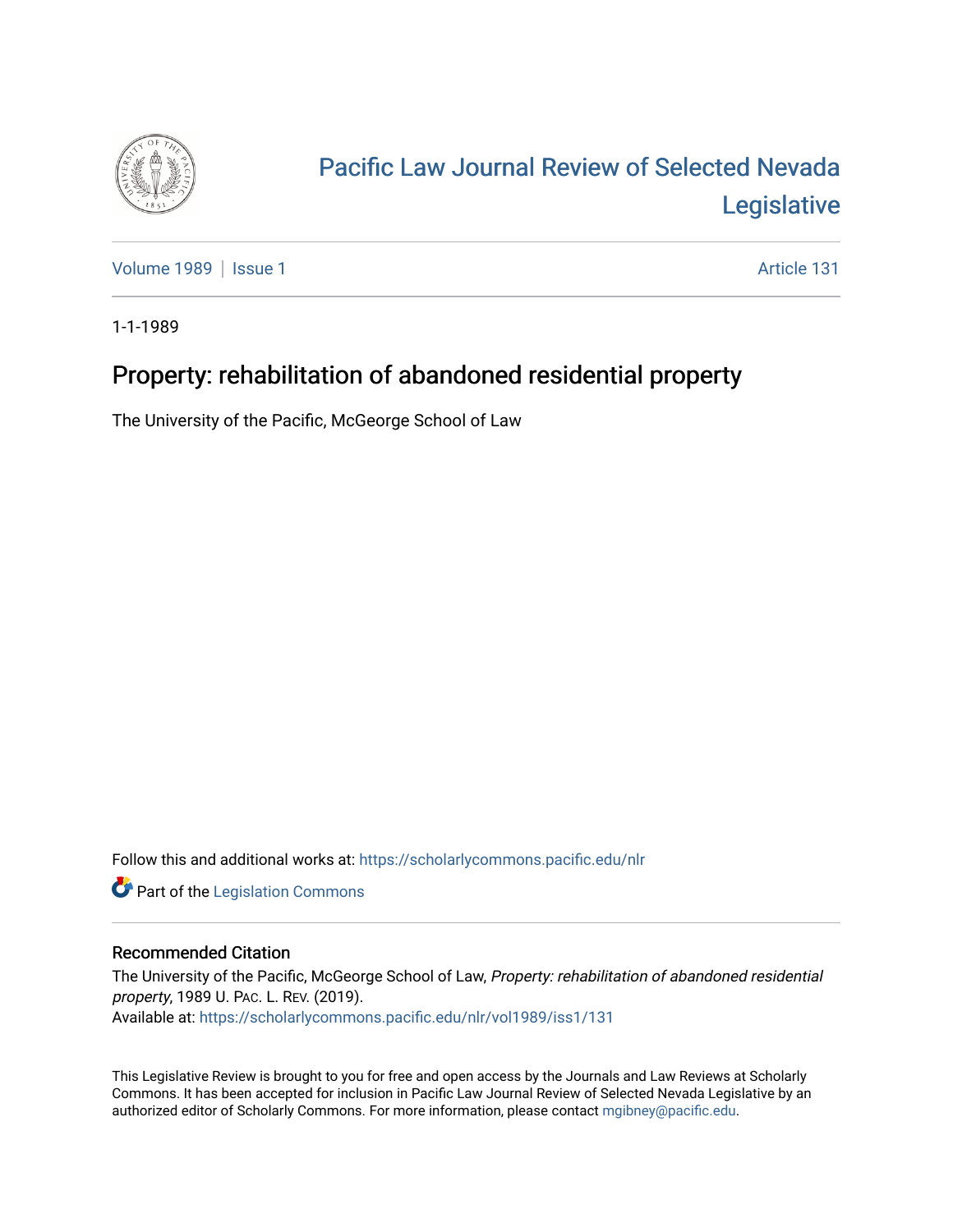# Pacific Law Journal Review of Selected Nevada Legislative

Volume 1989 | Issue 1 — Article 131

1-1-1989

## Property: rehabilitation of abandoned residential property

The University of the Pacific, McGeorge School of Law

Follow this and additional works at: https://scholarlycommons.pacific.edu/nlr

Part of the Legislation Commons

### Recommended Citation

The University of the Pacific, McGeorge School of Law, *Property: rehabilitation of abandoned residential property*, 1989 U. Pac. L. Rev. (2019).
Available at: https://scholarlycommons.pacific.edu/nlr/vol1989/iss1/131

This Legislative Review is brought to you for free and open access by the Journals and Law Reviews at Scholarly Commons. It has been accepted for inclusion in Pacific Law Journal Review of Selected Nevada Legislative by an authorized editor of Scholarly Commons. For more information, please contact mgibney@pacific.edu.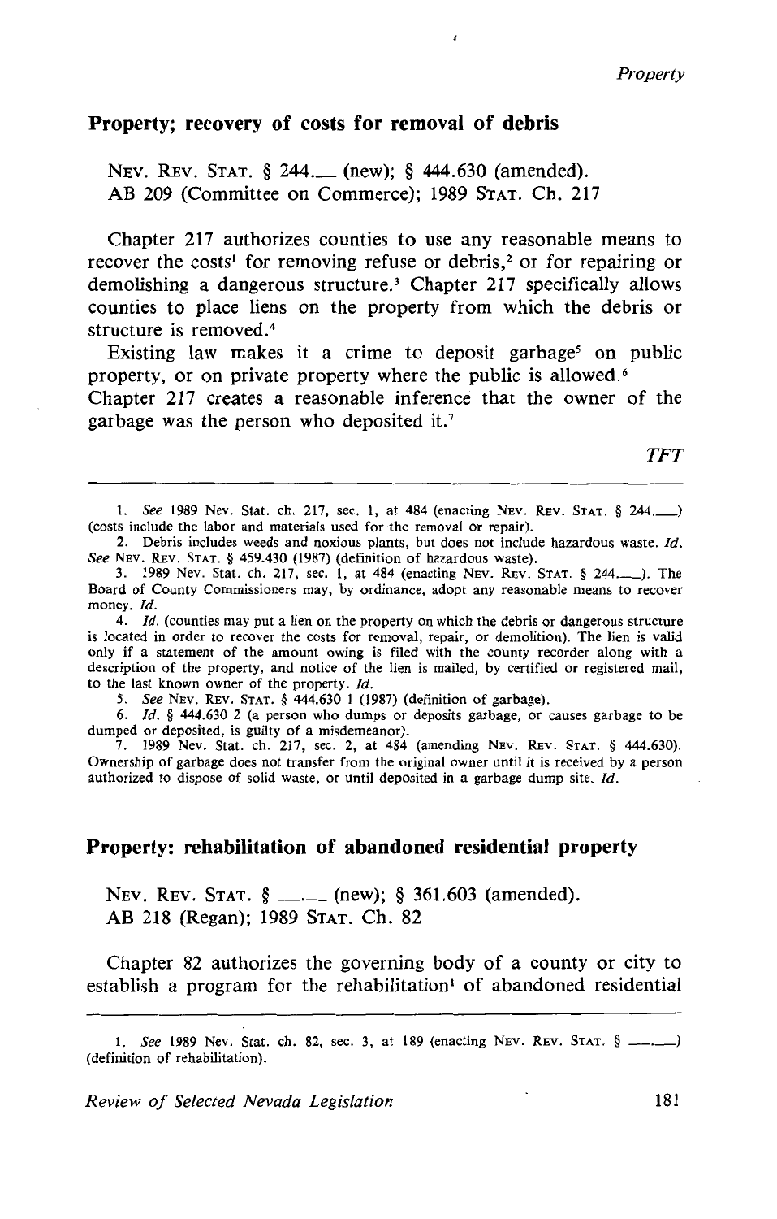## Property; recovery of costs for removal of debris

NEV. REV. STAT. § 244.___ (new); § 444.630 (amended).
AB 209 (Committee on Commerce); 1989 STAT. Ch. 217

Chapter 217 authorizes counties to use any reasonable means to recover the costs[1] for removing refuse or debris,[2] or for repairing or demolishing a dangerous structure.[3] Chapter 217 specifically allows counties to place liens on the property from which the debris or structure is removed.[4]

Existing law makes it a crime to deposit garbage[5] on public property, or on private property where the public is allowed.[6] Chapter 217 creates a reasonable inference that the owner of the garbage was the person who deposited it.[7]

*TFT*

---

1. *See* 1989 Nev. Stat. ch. 217, sec. 1, at 484 (enacting NEV. REV. STAT. § 244.___) (costs include the labor and materials used for the removal or repair).
2. Debris includes weeds and noxious plants, but does not include hazardous waste. *Id.* *See* NEV. REV. STAT. § 459.430 (1987) (definition of hazardous waste).
3. 1989 Nev. Stat. ch. 217, sec. 1, at 484 (enacting NEV. REV. STAT. § 244.___). The Board of County Commissioners may, by ordinance, adopt any reasonable means to recover money. *Id.*
4. *Id.* (counties may put a lien on the property on which the debris or dangerous structure is located in order to recover the costs for removal, repair, or demolition). The lien is valid only if a statement of the amount owing is filed with the county recorder along with a description of the property, and notice of the lien is mailed, by certified or registered mail, to the last known owner of the property. *Id.*
5. *See* NEV. REV. STAT. § 444.630 1 (1987) (definition of garbage).
6. *Id.* § 444.630 2 (a person who dumps or deposits garbage, or causes garbage to be dumped or deposited, is guilty of a misdemeanor).
7. 1989 Nev. Stat. ch. 217, sec. 2, at 484 (amending NEV. REV. STAT. § 444.630). Ownership of garbage does not transfer from the original owner until it is received by a person authorized to dispose of solid waste, or until deposited in a garbage dump site. *Id.*

## Property: rehabilitation of abandoned residential property

NEV. REV. STAT. § ___.___ (new); § 361.603 (amended).
AB 218 (Regan); 1989 STAT. Ch. 82

Chapter 82 authorizes the governing body of a county or city to establish a program for the rehabilitation[1] of abandoned residential

---

1. *See* 1989 Nev. Stat. ch. 82, sec. 3, at 189 (enacting NEV. REV. STAT. § ___.___) (definition of rehabilitation).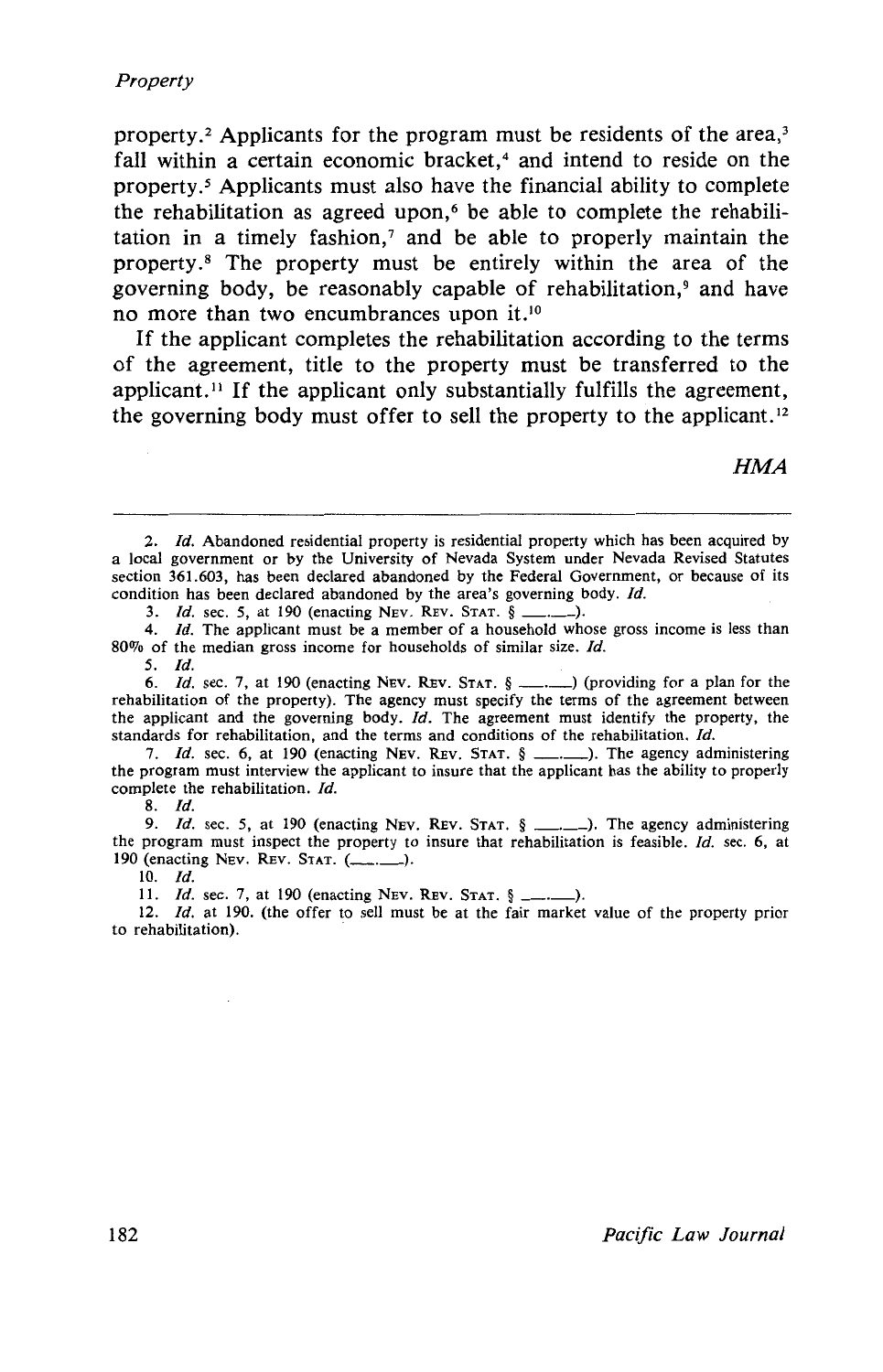property.[2] Applicants for the program must be residents of the area,[3] fall within a certain economic bracket,[4] and intend to reside on the property.[5] Applicants must also have the financial ability to complete the rehabilitation as agreed upon,[6] be able to complete the rehabilitation in a timely fashion,[7] and be able to properly maintain the property.[8] The property must be entirely within the area of the governing body, be reasonably capable of rehabilitation,[9] and have no more than two encumbrances upon it.[10]

If the applicant completes the rehabilitation according to the terms of the agreement, title to the property must be transferred to the applicant.[11] If the applicant only substantially fulfills the agreement, the governing body must offer to sell the property to the applicant.[12]

*HMA*

---

2. *Id.* Abandoned residential property is residential property which has been acquired by a local government or by the University of Nevada System under Nevada Revised Statutes section 361.603, has been declared abandoned by the Federal Government, or because of its condition has been declared abandoned by the area's governing body. *Id.*

3. *Id.* sec. 5, at 190 (enacting NEV. REV. STAT. § \_\_\_.\_\_\_).

4. *Id.* The applicant must be a member of a household whose gross income is less than 80% of the median gross income for households of similar size. *Id.*

5. *Id.*

6. *Id.* sec. 7, at 190 (enacting NEV. REV. STAT. § \_\_\_.\_\_\_) (providing for a plan for the rehabilitation of the property). The agency must specify the terms of the agreement between the applicant and the governing body. *Id.* The agreement must identify the property, the standards for rehabilitation, and the terms and conditions of the rehabilitation. *Id.*

7. *Id.* sec. 6, at 190 (enacting NEV. REV. STAT. § \_\_\_.\_\_\_). The agency administering the program must interview the applicant to insure that the applicant has the ability to properly complete the rehabilitation. *Id.*

8. *Id.*

9. *Id.* sec. 5, at 190 (enacting NEV. REV. STAT. § \_\_\_.\_\_\_). The agency administering the program must inspect the property to insure that rehabilitation is feasible. *Id.* sec. 6, at 190 (enacting NEV. REV. STAT. (\_\_\_.\_\_\_).

10. *Id.*

11. *Id.* sec. 7, at 190 (enacting NEV. REV. STAT. § \_\_\_.\_\_\_).

12. *Id.* at 190. (the offer to sell must be at the fair market value of the property prior to rehabilitation).